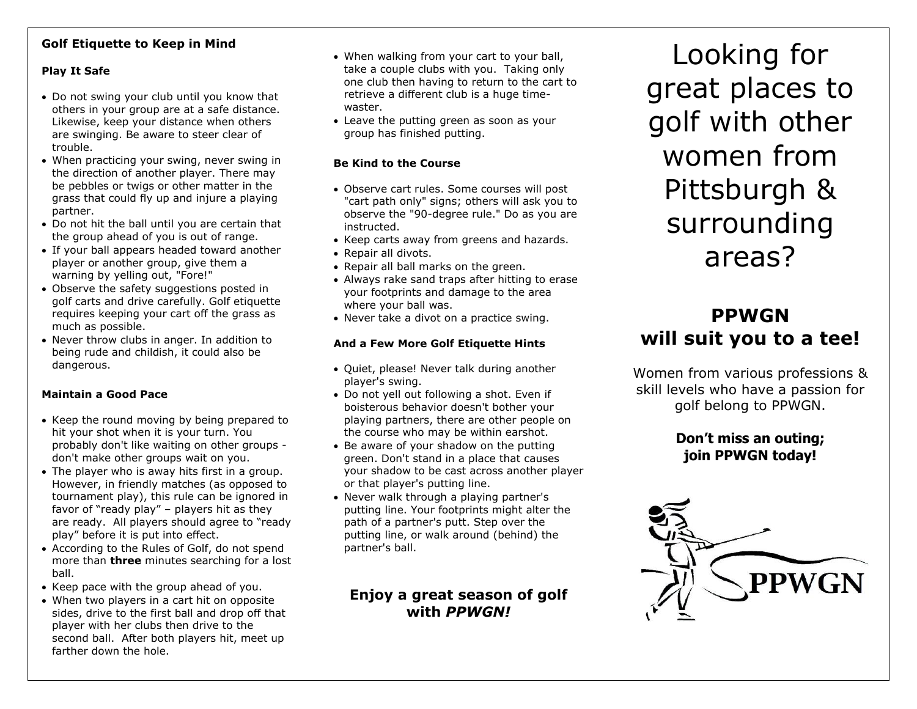## Golf Etiquette to Keep in Mind

### Play It Safe

- Do not swing your club until you know that others in your group are at a safe distance. Likewise, keep your distance when others are swinging. Be aware to steer clear of trouble.
- When practicing your swing, never swing in the direction of another player. There may be pebbles or twigs or other matter in the grass that could fly up and injure a playing partner.
- Do not hit the ball until you are certain that the group ahead of you is out of range.
- If your ball appears headed toward another player or another group, give them a warning by yelling out, "Fore!"
- Observe the safety suggestions posted in golf carts and drive carefully. Golf etiquette requires keeping your cart off the grass as much as possible.
- Never throw clubs in anger. In addition to being rude and childish, it could also be dangerous.

### Maintain a Good Pace

- Keep the round moving by being prepared to hit your shot when it is your turn. You probably don't like waiting on other groups - don't make other groups wait on you.
- The player who is away hits first in a group. However, in friendly matches (as opposed to tournament play), this rule can be ignored in favor of "ready play" – players hit as they are ready. All players should agree to "ready play" before it is put into effect.
- According to the Rules of Golf, do not spend more than **three** minutes searching for a lost ball.
- Keep pace with the group ahead of you.
- When two players in a cart hit on opposite sides, drive to the first ball and drop off that player with her clubs then drive to the second ball. After both players hit, meet up farther down the hole.
- When walking from your cart to your ball, take a couple clubs with you. Taking only one club then having to return to the cart to retrieve a different club is a huge time-waster.
- Leave the putting green as soon as your group has finished putting.

### Be Kind to the Course

- Observe cart rules. Some courses will post "cart path only" signs; others will ask you to observe the "90-degree rule." Do as you are instructed.
- Keep carts away from greens and hazards.
- Repair all divots.
- Repair all ball marks on the green.
- Always rake sand traps after hitting to erase your footprints and damage to the area where your ball was.
- Never take a divot on a practice swing.

### And a Few More Golf Etiquette Hints

- Quiet, please! Never talk during another player's swing.
- Do not yell out following a shot. Even if boisterous behavior doesn't bother your playing partners, there are other people on the course who may be within earshot.
- Be aware of your shadow on the putting green. Don't stand in a place that causes your shadow to be cast across another player or that player's putting line.
- Never walk through a playing partner's putting line. Your footprints might alter the path of a partner's putt. Step over the putting line, or walk around (behind) the partner's ball.

**Enjoy a great season of golf with *PPWGN!***

# Looking for great places to golf with other women from Pittsburgh & surrounding areas?

## PPWGN will suit you to a tee!

Women from various professions & skill levels who have a passion for golf belong to PPWGN.

**Don't miss an outing; join PPWGN today!**

PPWGN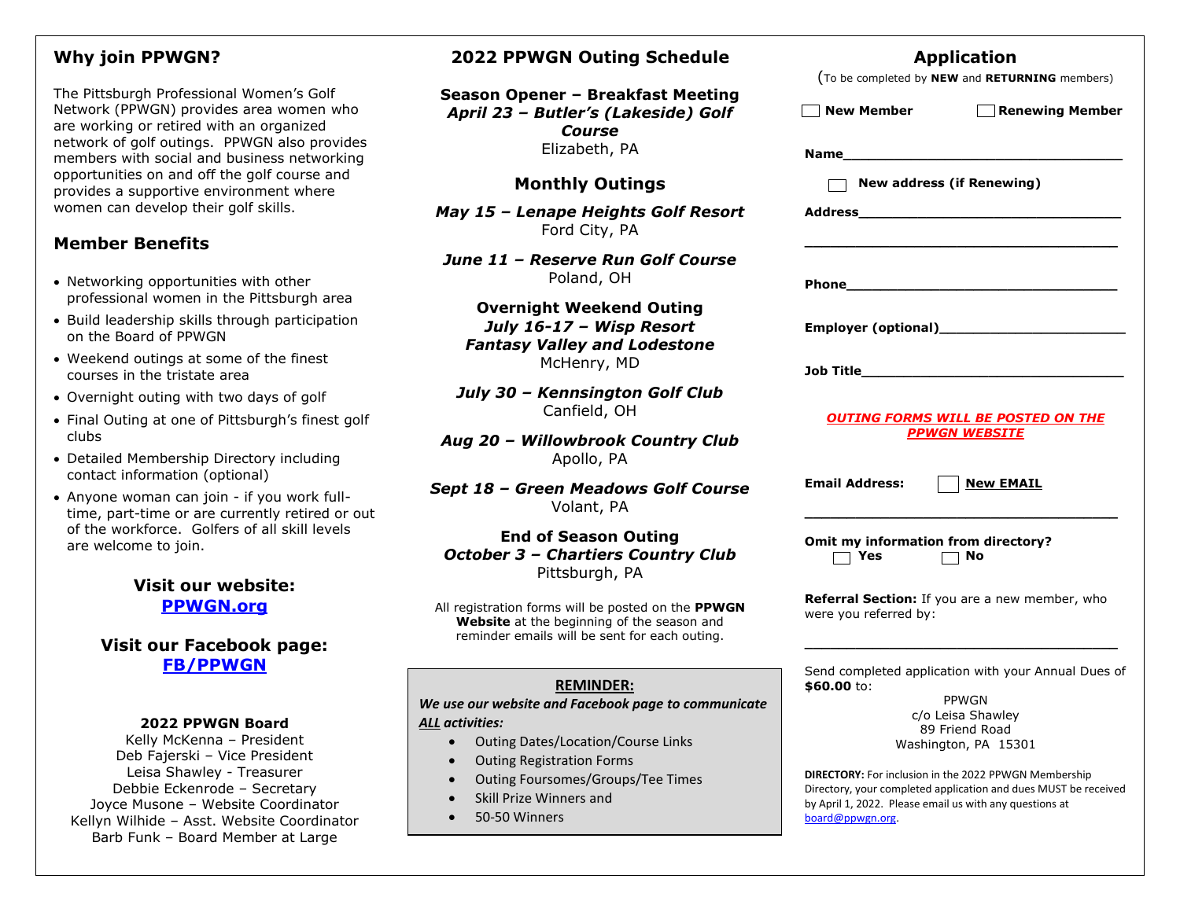## Why join PPWGN?

The Pittsburgh Professional Women's Golf Network (PPWGN) provides area women who are working or retired with an organized network of golf outings. PPWGN also provides members with social and business networking opportunities on and off the golf course and provides a supportive environment where women can develop their golf skills.

## Member Benefits

- Networking opportunities with other professional women in the Pittsburgh area
- Build leadership skills through participation on the Board of PPWGN
- Weekend outings at some of the finest courses in the tristate area
- Overnight outing with two days of golf
- Final Outing at one of Pittsburgh's finest golf clubs
- Detailed Membership Directory including contact information (optional)
- Anyone woman can join - if you work full-time, part-time or are currently retired or out of the workforce. Golfers of all skill levels are welcome to join.

### Visit our website:
**PPWGN.org**

### Visit our Facebook page:
**FB/PPWGN**

**2022 PPWGN Board**

Kelly McKenna – President
Deb Fajerski – Vice President
Leisa Shawley - Treasurer
Debbie Eckenrode – Secretary
Joyce Musone – Website Coordinator
Kellyn Wilhide – Asst. Website Coordinator
Barb Funk – Board Member at Large

## 2022 PPWGN Outing Schedule

**Season Opener – Breakfast Meeting**
***April 23 – Butler's (Lakeside) Golf Course***
Elizabeth, PA

### Monthly Outings

***May 15 – Lenape Heights Golf Resort***
Ford City, PA

***June 11 – Reserve Run Golf Course***
Poland, OH

**Overnight Weekend Outing**
***July 16-17 – Wisp Resort***
***Fantasy Valley and Lodestone***
McHenry, MD

***July 30 – Kennsington Golf Club***
Canfield, OH

***Aug 20 – Willowbrook Country Club***
Apollo, PA

***Sept 18 – Green Meadows Golf Course***
Volant, PA

**End of Season Outing**
***October 3 – Chartiers Country Club***
Pittsburgh, PA

All registration forms will be posted on the **PPWGN Website** at the beginning of the season and reminder emails will be sent for each outing.

**REMINDER:**

***We use our website and Facebook page to communicate ALL activities:***

- Outing Dates/Location/Course Links
- Outing Registration Forms
- Outing Foursomes/Groups/Tee Times
- Skill Prize Winners and
- 50-50 Winners

## Application

(To be completed by **NEW** and **RETURNING** members)

☐ **New Member** ☐ **Renewing Member**

**Name**___________________________________

☐ **New address (if Renewing)**

**Address**_________________________________

_________________________________________

**Phone**__________________________________

**Employer (optional)**______________________

**Job Title**________________________________

***OUTING FORMS WILL BE POSTED ON THE PPWGN WEBSITE***

**Email Address:** ☐ **New EMAIL**

_________________________________________

**Omit my information from directory?**
☐ **Yes** ☐ **No**

**Referral Section:** If you are a new member, who were you referred by:

_________________________________________

Send completed application with your Annual Dues of **$60.00** to:

PPWGN
c/o Leisa Shawley
89 Friend Road
Washington, PA 15301

**DIRECTORY:** For inclusion in the 2022 PPWGN Membership Directory, your completed application and dues MUST be received by April 1, 2022. Please email us with any questions at board@ppwgn.org.